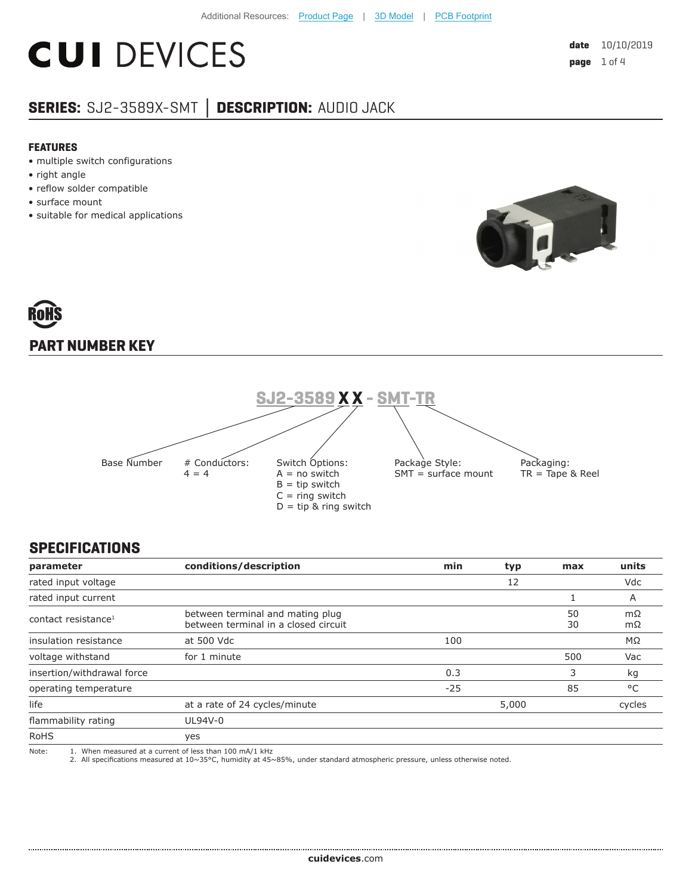Additional Resources: Product Page | 3D Model | PCB Footprint

# CUI DEVICES

date 10/10/2019

## SERIES: SJ2-3589X-SMT │ DESCRIPTION: AUDIO JACK

### FEATURES

- multiple switch configurations
- right angle
- reflow solder compatible
- surface mount
- suitable for medical applications

RoHS

## PART NUMBER KEY

**SJ2-3589 X X - SMT-TR**

- Base Number
- # Conductors:
  4 = 4
- Switch Options:
  A = no switch
  B = tip switch
  C = ring switch
  D = tip & ring switch
- Package Style:
  SMT = surface mount
- Packaging:
  TR = Tape & Reel

## SPECIFICATIONS

| parameter | conditions/description | min | typ | max | units |
|---|---|---|---|---|---|
| rated input voltage | | | 12 | | Vdc |
| rated input current | | | | 1 | A |
| contact resistance[1] | between terminal and mating plug<br>between terminal in a closed circuit | | | 50<br>30 | mΩ<br>mΩ |
| insulation resistance | at 500 Vdc | 100 | | | MΩ |
| voltage withstand | for 1 minute | | | 500 | Vac |
| insertion/withdrawal force | | 0.3 | | 3 | kg |
| operating temperature | | -25 | | 85 | °C |
| life | at a rate of 24 cycles/minute | | 5,000 | | cycles |
| flammability rating | UL94V-0 | | | | |
| RoHS | yes | | | | |

Note:
1. When measured at a current of less than 100 mA/1 kHz
2. All specifications measured at 10~35°C, humidity at 45~85%, under standard atmospheric pressure, unless otherwise noted.

cuidevices.com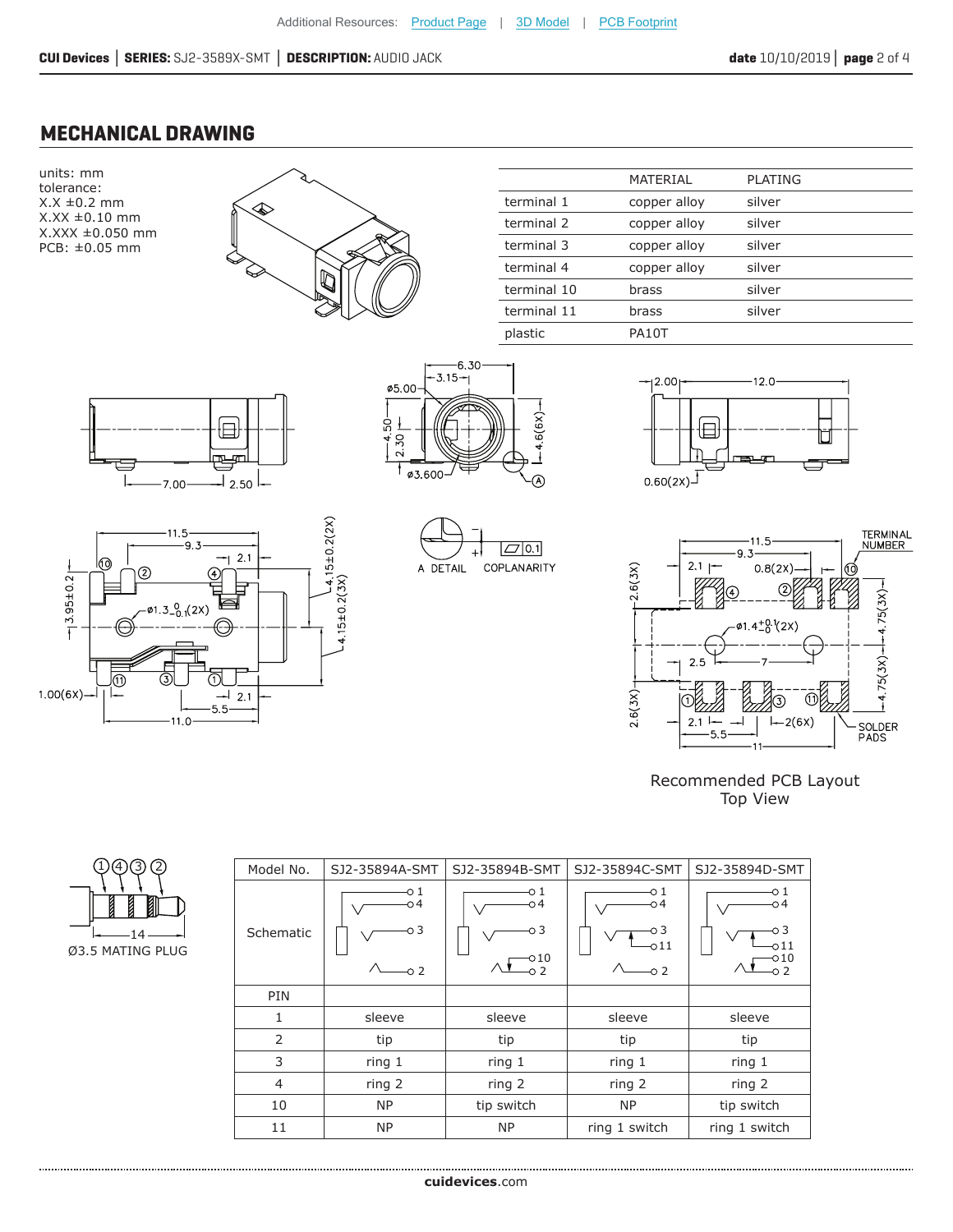## MECHANICAL DRAWING

units: mm
tolerance:
X.X ±0.2 mm
X.XX ±0.10 mm
X.XXX ±0.050 mm
PCB: ±0.05 mm

| | MATERIAL | PLATING |
|---|---|---|
| terminal 1 | copper alloy | silver |
| terminal 2 | copper alloy | silver |
| terminal 3 | copper alloy | silver |
| terminal 4 | copper alloy | silver |
| terminal 10 | brass | silver |
| terminal 11 | brass | silver |
| plastic | PA10T | |

A DETAIL COPLANARITY 0.1

TERMINAL NUMBER

SOLDER PADS

Recommended PCB Layout
Top View

Ø3.5 MATING PLUG

| Model No. | SJ2-35894A-SMT | SJ2-35894B-SMT | SJ2-35894C-SMT | SJ2-35894D-SMT |
|---|---|---|---|---|
| Schematic | | | | |
| PIN | | | | |
| 1 | sleeve | sleeve | sleeve | sleeve |
| 2 | tip | tip | tip | tip |
| 3 | ring 1 | ring 1 | ring 1 | ring 1 |
| 4 | ring 2 | ring 2 | ring 2 | ring 2 |
| 10 | NP | tip switch | NP | tip switch |
| 11 | NP | NP | ring 1 switch | ring 1 switch |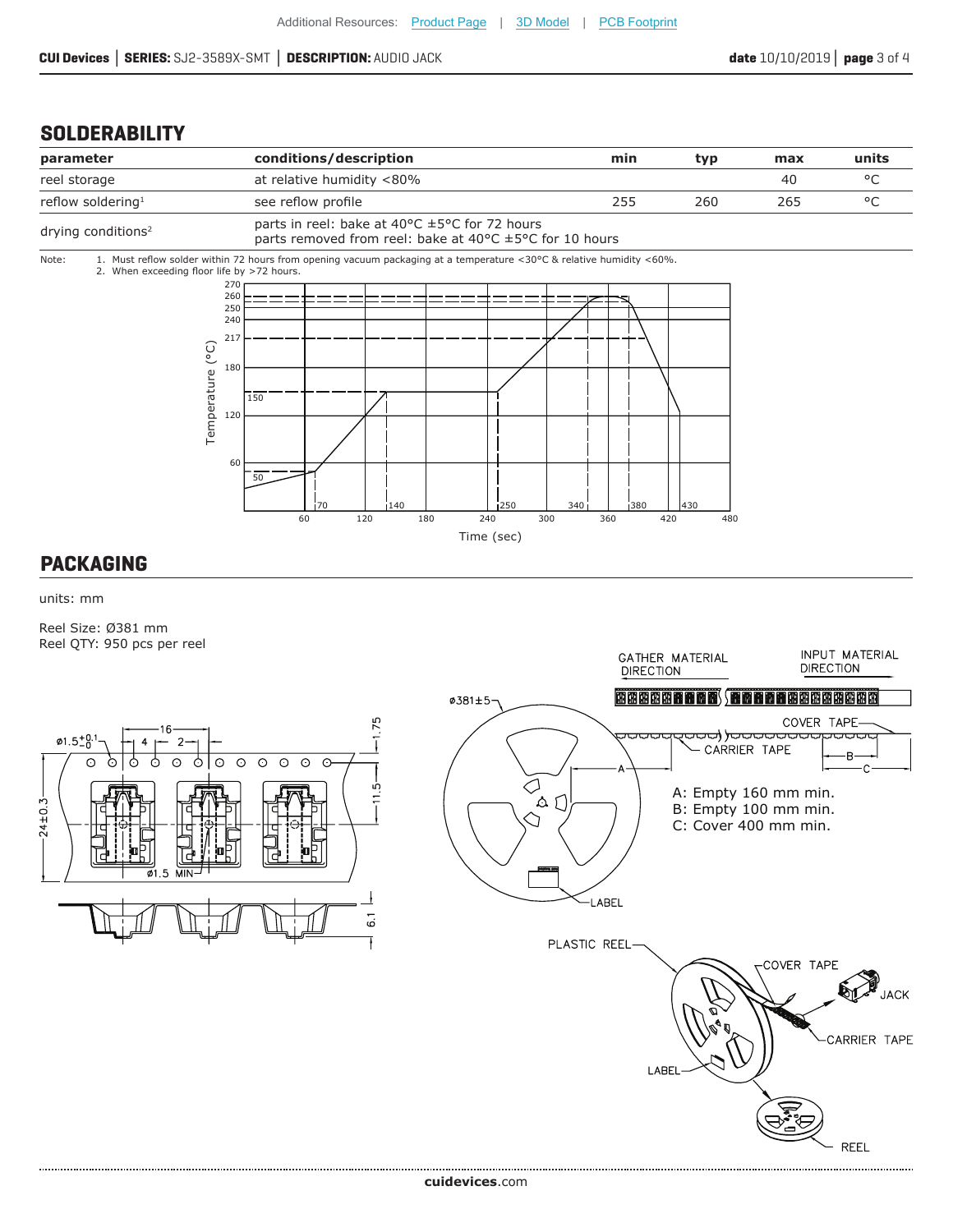## SOLDERABILITY

| parameter | conditions/description | min | typ | max | units |
|---|---|---|---|---|---|
| reel storage | at relative humidity <80% | | | 40 | °C |
| reflow soldering[1] | see reflow profile | 255 | 260 | 265 | °C |
| drying conditions[2] | parts in reel: bake at 40°C ±5°C for 72 hours<br>parts removed from reel: bake at 40°C ±5°C for 10 hours | | | | |

Note:
1. Must reflow solder within 72 hours from opening vacuum packaging at a temperature <30°C & relative humidity <60%.
2. When exceeding floor life by >72 hours.

## PACKAGING

units: mm

Reel Size: Ø381 mm
Reel QTY: 950 pcs per reel

A: Empty 160 mm min.
B: Empty 100 mm min.
C: Cover 400 mm min.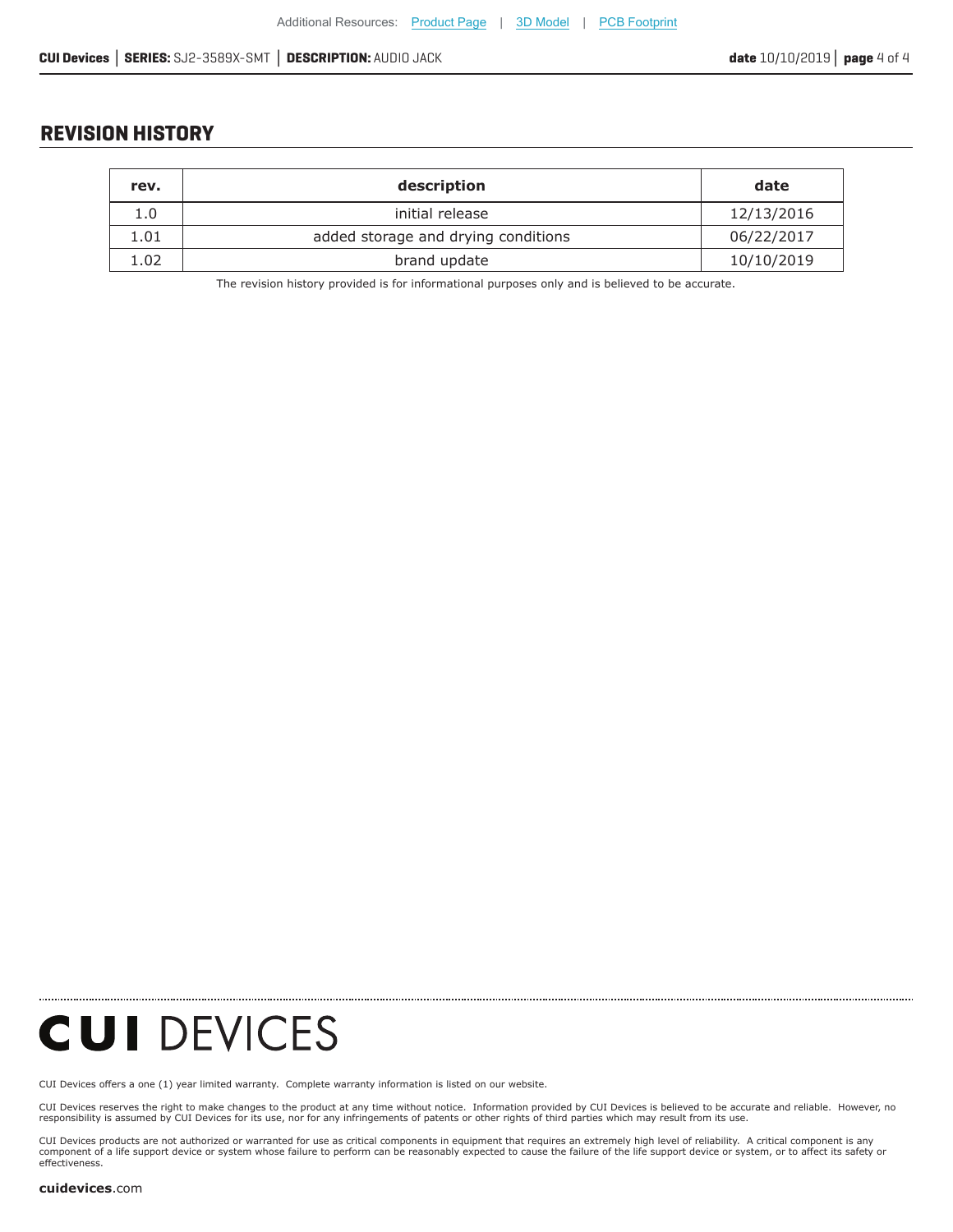## REVISION HISTORY

| rev. | description | date |
|---|---|---|
| 1.0 | initial release | 12/13/2016 |
| 1.01 | added storage and drying conditions | 06/22/2017 |
| 1.02 | brand update | 10/10/2019 |

The revision history provided is for informational purposes only and is believed to be accurate.

**CUI** DEVICES

CUI Devices offers a one (1) year limited warranty. Complete warranty information is listed on our website.

CUI Devices reserves the right to make changes to the product at any time without notice. Information provided by CUI Devices is believed to be accurate and reliable. However, no responsibility is assumed by CUI Devices for its use, nor for any infringements of patents or other rights of third parties which may result from its use.

CUI Devices products are not authorized or warranted for use as critical components in equipment that requires an extremely high level of reliability. A critical component is any component of a life support device or system whose failure to perform can be reasonably expected to cause the failure of the life support device or system, or to affect its safety or effectiveness.

**cuidevices**.com